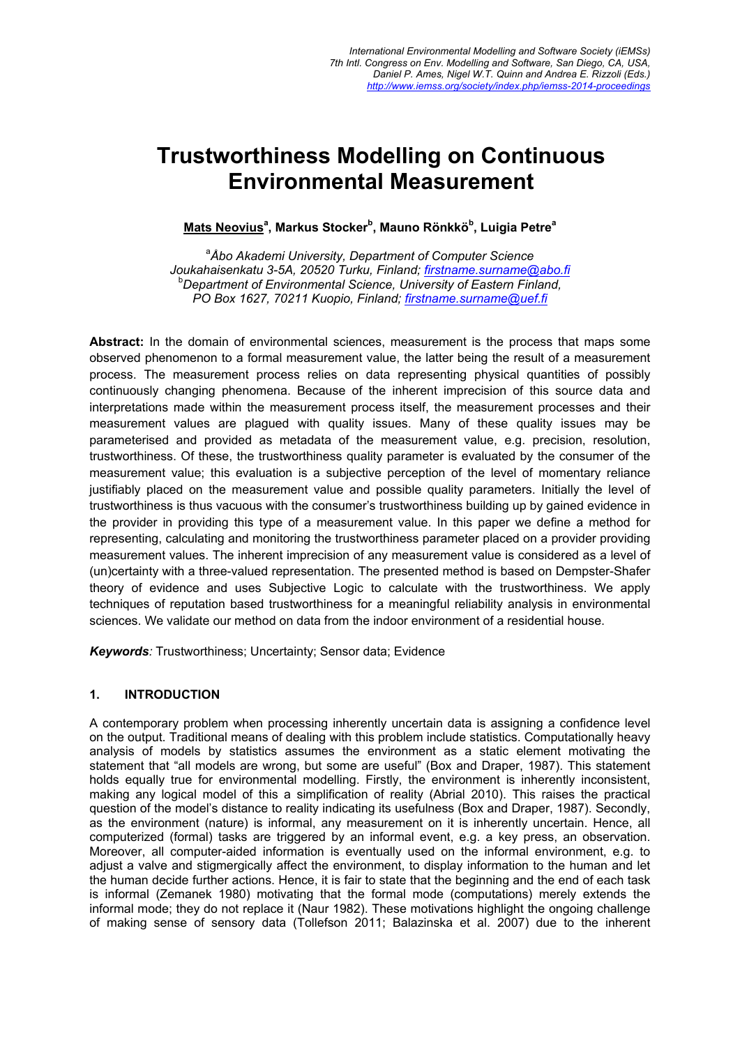International Environmental Modelling and Software Society (iEMSs)
7th Intl. Congress on Env. Modelling and Software, San Diego, CA, USA,
Daniel P. Ames, Nigel W.T. Quinn and Andrea E. Rizzoli (Eds.)
http://www.iemss.org/society/index.php/iemss-2014-proceedings

# Trustworthiness Modelling on Continuous Environmental Measurement

**Mats Neovius[a], Markus Stocker[b], Mauno Rönkkö[b], Luigia Petre[a]**

[a] *Åbo Akademi University, Department of Computer Science Joukahaisenkatu 3-5A, 20520 Turku, Finland; firstname.surname@abo.fi*
[b] *Department of Environmental Science, University of Eastern Finland, PO Box 1627, 70211 Kuopio, Finland; firstname.surname@uef.fi*

**Abstract:** In the domain of environmental sciences, measurement is the process that maps some observed phenomenon to a formal measurement value, the latter being the result of a measurement process. The measurement process relies on data representing physical quantities of possibly continuously changing phenomena. Because of the inherent imprecision of this source data and interpretations made within the measurement process itself, the measurement processes and their measurement values are plagued with quality issues. Many of these quality issues may be parameterised and provided as metadata of the measurement value, e.g. precision, resolution, trustworthiness. Of these, the trustworthiness quality parameter is evaluated by the consumer of the measurement value; this evaluation is a subjective perception of the level of momentary reliance justifiably placed on the measurement value and possible quality parameters. Initially the level of trustworthiness is thus vacuous with the consumer's trustworthiness building up by gained evidence in the provider in providing this type of a measurement value. In this paper we define a method for representing, calculating and monitoring the trustworthiness parameter placed on a provider providing measurement values. The inherent imprecision of any measurement value is considered as a level of (un)certainty with a three-valued representation. The presented method is based on Dempster-Shafer theory of evidence and uses Subjective Logic to calculate with the trustworthiness. We apply techniques of reputation based trustworthiness for a meaningful reliability analysis in environmental sciences. We validate our method on data from the indoor environment of a residential house.

***Keywords**:* Trustworthiness; Uncertainty; Sensor data; Evidence

## 1. INTRODUCTION

A contemporary problem when processing inherently uncertain data is assigning a confidence level on the output. Traditional means of dealing with this problem include statistics. Computationally heavy analysis of models by statistics assumes the environment as a static element motivating the statement that "all models are wrong, but some are useful" (Box and Draper, 1987). This statement holds equally true for environmental modelling. Firstly, the environment is inherently inconsistent, making any logical model of this a simplification of reality (Abrial 2010). This raises the practical question of the model's distance to reality indicating its usefulness (Box and Draper, 1987). Secondly, as the environment (nature) is informal, any measurement on it is inherently uncertain. Hence, all computerized (formal) tasks are triggered by an informal event, e.g. a key press, an observation. Moreover, all computer-aided information is eventually used on the informal environment, e.g. to adjust a valve and stigmergically affect the environment, to display information to the human and let the human decide further actions. Hence, it is fair to state that the beginning and the end of each task is informal (Zemanek 1980) motivating that the formal mode (computations) merely extends the informal mode; they do not replace it (Naur 1982). These motivations highlight the ongoing challenge of making sense of sensory data (Tollefson 2011; Balazinska et al. 2007) due to the inherent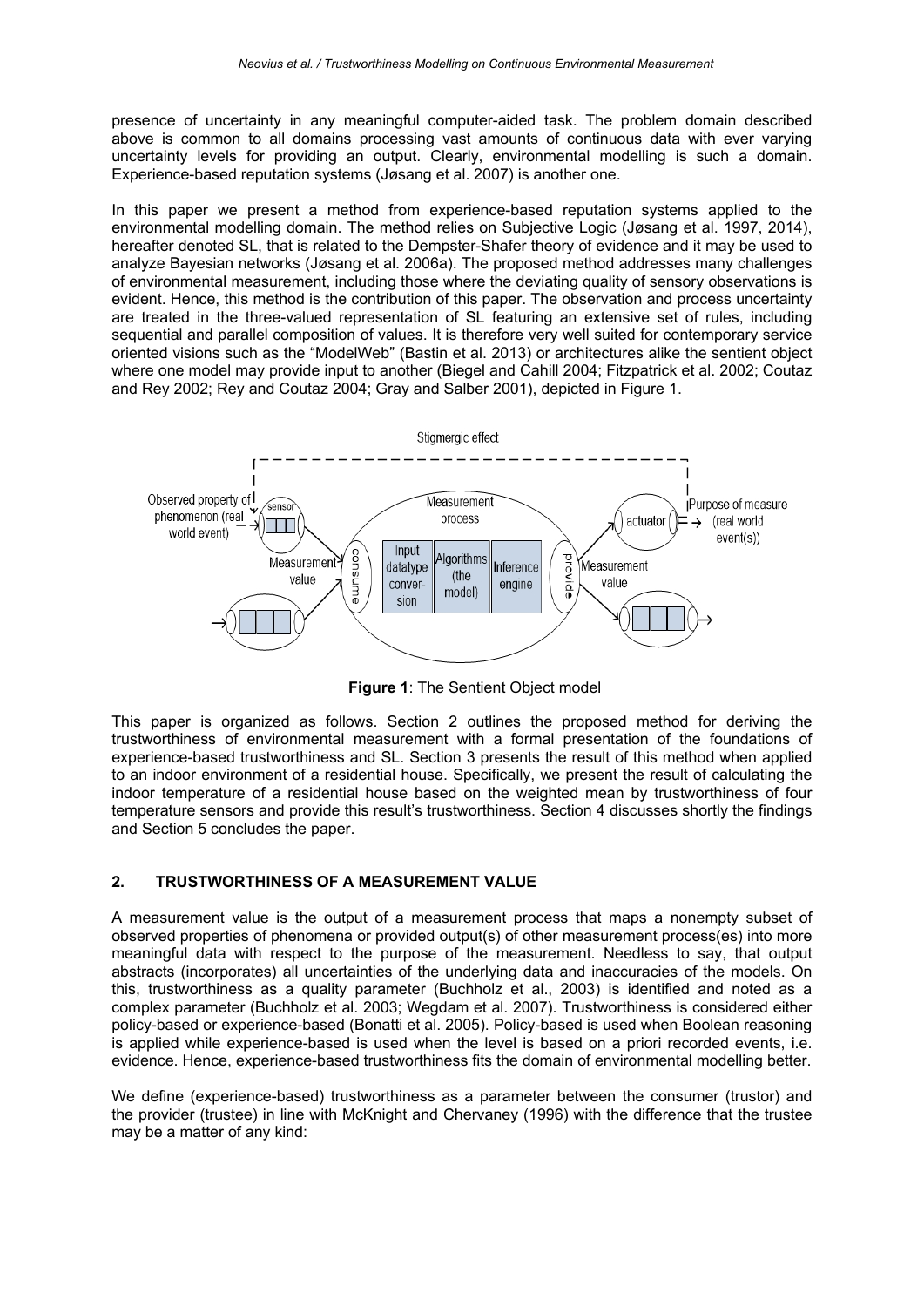presence of uncertainty in any meaningful computer-aided task. The problem domain described above is common to all domains processing vast amounts of continuous data with ever varying uncertainty levels for providing an output. Clearly, environmental modelling is such a domain. Experience-based reputation systems (Jøsang et al. 2007) is another one.

In this paper we present a method from experience-based reputation systems applied to the environmental modelling domain. The method relies on Subjective Logic (Jøsang et al. 1997, 2014), hereafter denoted SL, that is related to the Dempster-Shafer theory of evidence and it may be used to analyze Bayesian networks (Jøsang et al. 2006a). The proposed method addresses many challenges of environmental measurement, including those where the deviating quality of sensory observations is evident. Hence, this method is the contribution of this paper. The observation and process uncertainty are treated in the three-valued representation of SL featuring an extensive set of rules, including sequential and parallel composition of values. It is therefore very well suited for contemporary service oriented visions such as the "ModelWeb" (Bastin et al. 2013) or architectures alike the sentient object where one model may provide input to another (Biegel and Cahill 2004; Fitzpatrick et al. 2002; Coutaz and Rey 2002; Rey and Coutaz 2004; Gray and Salber 2001), depicted in Figure 1.

**Figure 1**: The Sentient Object model

This paper is organized as follows. Section 2 outlines the proposed method for deriving the trustworthiness of environmental measurement with a formal presentation of the foundations of experience-based trustworthiness and SL. Section 3 presents the result of this method when applied to an indoor environment of a residential house. Specifically, we present the result of calculating the indoor temperature of a residential house based on the weighted mean by trustworthiness of four temperature sensors and provide this result's trustworthiness. Section 4 discusses shortly the findings and Section 5 concludes the paper.

## 2. TRUSTWORTHINESS OF A MEASUREMENT VALUE

A measurement value is the output of a measurement process that maps a nonempty subset of observed properties of phenomena or provided output(s) of other measurement process(es) into more meaningful data with respect to the purpose of the measurement. Needless to say, that output abstracts (incorporates) all uncertainties of the underlying data and inaccuracies of the models. On this, trustworthiness as a quality parameter (Buchholz et al., 2003) is identified and noted as a complex parameter (Buchholz et al. 2003; Wegdam et al. 2007). Trustworthiness is considered either policy-based or experience-based (Bonatti et al. 2005). Policy-based is used when Boolean reasoning is applied while experience-based is used when the level is based on a priori recorded events, i.e. evidence. Hence, experience-based trustworthiness fits the domain of environmental modelling better.

We define (experience-based) trustworthiness as a parameter between the consumer (trustor) and the provider (trustee) in line with McKnight and Chervaney (1996) with the difference that the trustee may be a matter of any kind: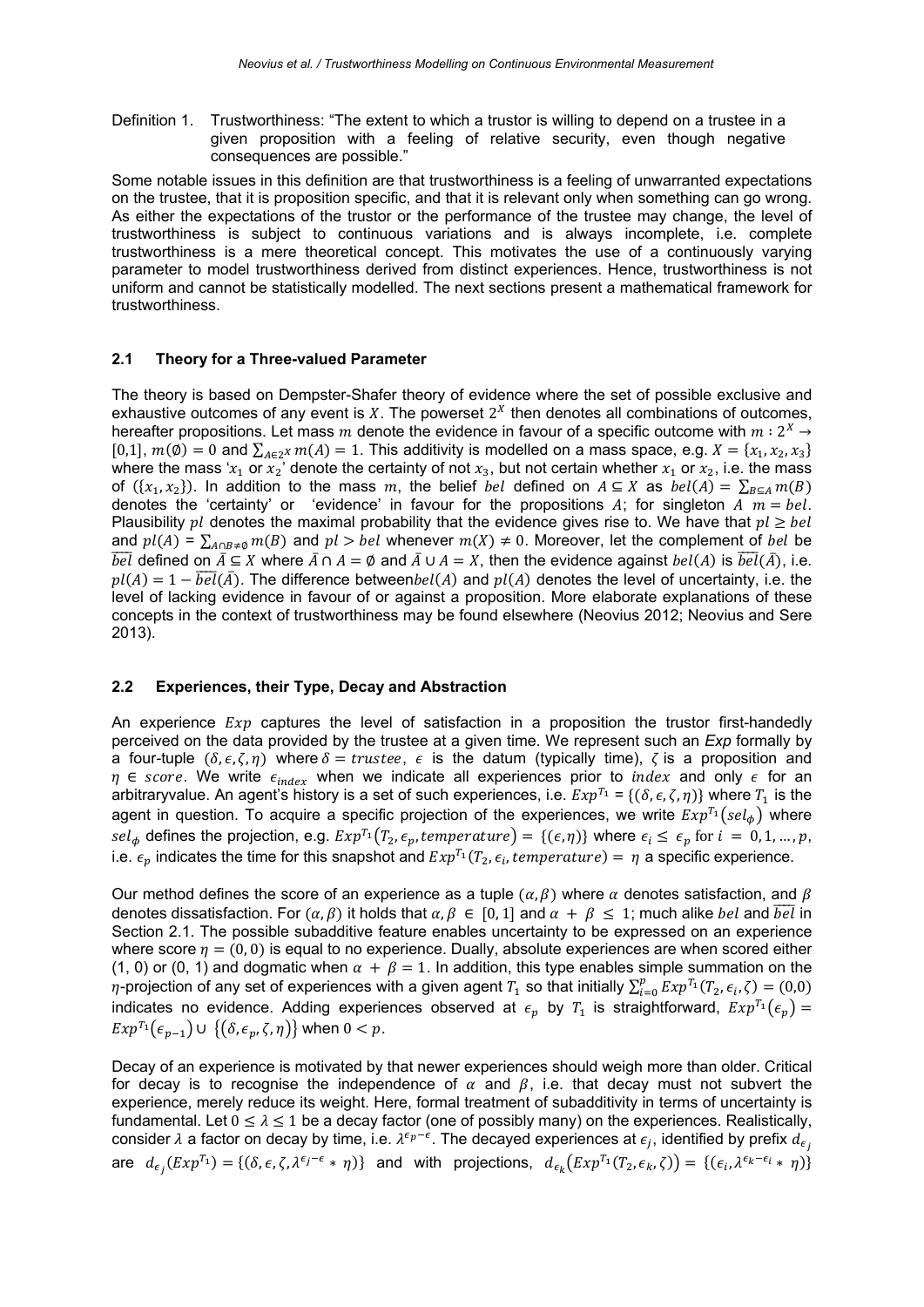Definition 1. Trustworthiness: "The extent to which a trustor is willing to depend on a trustee in a given proposition with a feeling of relative security, even though negative consequences are possible."

Some notable issues in this definition are that trustworthiness is a feeling of unwarranted expectations on the trustee, that it is proposition specific, and that it is relevant only when something can go wrong. As either the expectations of the trustor or the performance of the trustee may change, the level of trustworthiness is subject to continuous variations and is always incomplete, i.e. complete trustworthiness is a mere theoretical concept. This motivates the use of a continuously varying parameter to model trustworthiness derived from distinct experiences. Hence, trustworthiness is not uniform and cannot be statistically modelled. The next sections present a mathematical framework for trustworthiness.

### 2.1 Theory for a Three-valued Parameter

The theory is based on Dempster-Shafer theory of evidence where the set of possible exclusive and exhaustive outcomes of any event is $X$. The powerset $2^X$ then denotes all combinations of outcomes, hereafter propositions. Let mass $m$ denote the evidence in favour of a specific outcome with $m : 2^X \rightarrow [0,1]$, $m(\emptyset) = 0$ and $\sum_{A \in 2^X} m(A) = 1$. This additivity is modelled on a mass space, e.g. $X = \{x_1, x_2, x_3\}$ where the mass '$x_1$ or $x_2$' denote the certainty of not $x_3$, but not certain whether $x_1$ or $x_2$, i.e. the mass of $(\{x_1, x_2\})$. In addition to the mass $m$, the belief $bel$ defined on $A \subseteq X$ as $bel(A) = \sum_{B \subseteq A} m(B)$ denotes the 'certainty' or 'evidence' in favour for the propositions $A$; for singleton $A$ $m = bel$. Plausibility $pl$ denotes the maximal probability that the evidence gives rise to. We have that $pl \geq bel$ and $pl(A) = \sum_{A \cap B \neq \emptyset} m(B)$ and $pl > bel$ whenever $m(X) \neq 0$. Moreover, let the complement of $bel$ be $\overline{bel}$ defined on $\bar{A} \subseteq X$ where $\bar{A} \cap A = \emptyset$ and $\bar{A} \cup A = X$, then the evidence against $bel(A)$ is $\overline{bel}(\bar{A})$, i.e. $pl(A) = 1 - \overline{bel}(\bar{A})$. The difference between $bel(A)$ and $pl(A)$ denotes the level of uncertainty, i.e. the level of lacking evidence in favour of or against a proposition. More elaborate explanations of these concepts in the context of trustworthiness may be found elsewhere (Neovius 2012; Neovius and Sere 2013).

### 2.2 Experiences, their Type, Decay and Abstraction

An experience $Exp$ captures the level of satisfaction in a proposition the trustor first-handedly perceived on the data provided by the trustee at a given time. We represent such an *Exp* formally by a four-tuple $(\delta, \epsilon, \zeta, \eta)$ where $\delta = trustee$, $\epsilon$ is the datum (typically time), $\zeta$ is a proposition and $\eta \in score$. We write $\epsilon_{index}$ when we indicate all experiences prior to $index$ and only $\epsilon$ for an arbitraryvalue. An agent's history is a set of such experiences, i.e. $Exp^{T_1} = \{(\delta, \epsilon, \zeta, \eta)\}$ where $T_1$ is the agent in question. To acquire a specific projection of the experiences, we write $Exp^{T_1}(sel_\phi)$ where $sel_\phi$ defines the projection, e.g. $Exp^{T_1}(T_2, \epsilon_p, temperature) = \{(\epsilon, \eta)\}$ where $\epsilon_i \leq \epsilon_p$ for $i = 0, 1, \ldots, p$, i.e. $\epsilon_p$ indicates the time for this snapshot and $Exp^{T_1}(T_2, \epsilon_i, temperature) = \eta$ a specific experience.

Our method defines the score of an experience as a tuple $(\alpha, \beta)$ where $\alpha$ denotes satisfaction, and $\beta$ denotes dissatisfaction. For $(\alpha, \beta)$ it holds that $\alpha, \beta \in [0, 1]$ and $\alpha + \beta \leq 1$; much alike $bel$ and $\overline{bel}$ in Section 2.1. The possible subadditive feature enables uncertainty to be expressed on an experience where score $\eta = (0, 0)$ is equal to no experience. Dually, absolute experiences are when scored either (1, 0) or (0, 1) and dogmatic when $\alpha + \beta = 1$. In addition, this type enables simple summation on the $\eta$-projection of any set of experiences with a given agent $T_1$ so that initially $\sum_{i=0}^{p} Exp^{T_1}(T_2, \epsilon_i, \zeta) = (0,0)$ indicates no evidence. Adding experiences observed at $\epsilon_p$ by $T_1$ is straightforward, $Exp^{T_1}(\epsilon_p) = Exp^{T_1}(\epsilon_{p-1}) \cup \{(\delta, \epsilon_p, \zeta, \eta)\}$ when $0 < p$.

Decay of an experience is motivated by that newer experiences should weigh more than older. Critical for decay is to recognise the independence of $\alpha$ and $\beta$, i.e. that decay must not subvert the experience, merely reduce its weight. Here, formal treatment of subadditivity in terms of uncertainty is fundamental. Let $0 \leq \lambda \leq 1$ be a decay factor (one of possibly many) on the experiences. Realistically, consider $\lambda$ a factor on decay by time, i.e. $\lambda^{\epsilon_p - \epsilon}$. The decayed experiences at $\epsilon_j$, identified by prefix $d_{\epsilon_j}$ are $d_{\epsilon_j}(Exp^{T_1}) = \{(\delta, \epsilon, \zeta, \lambda^{\epsilon_j - \epsilon} * \eta)\}$ and with projections, $d_{\epsilon_k}(Exp^{T_1}(T_2, \epsilon_k, \zeta)) = \{(\epsilon_i, \lambda^{\epsilon_k - \epsilon_i} * \eta)\}$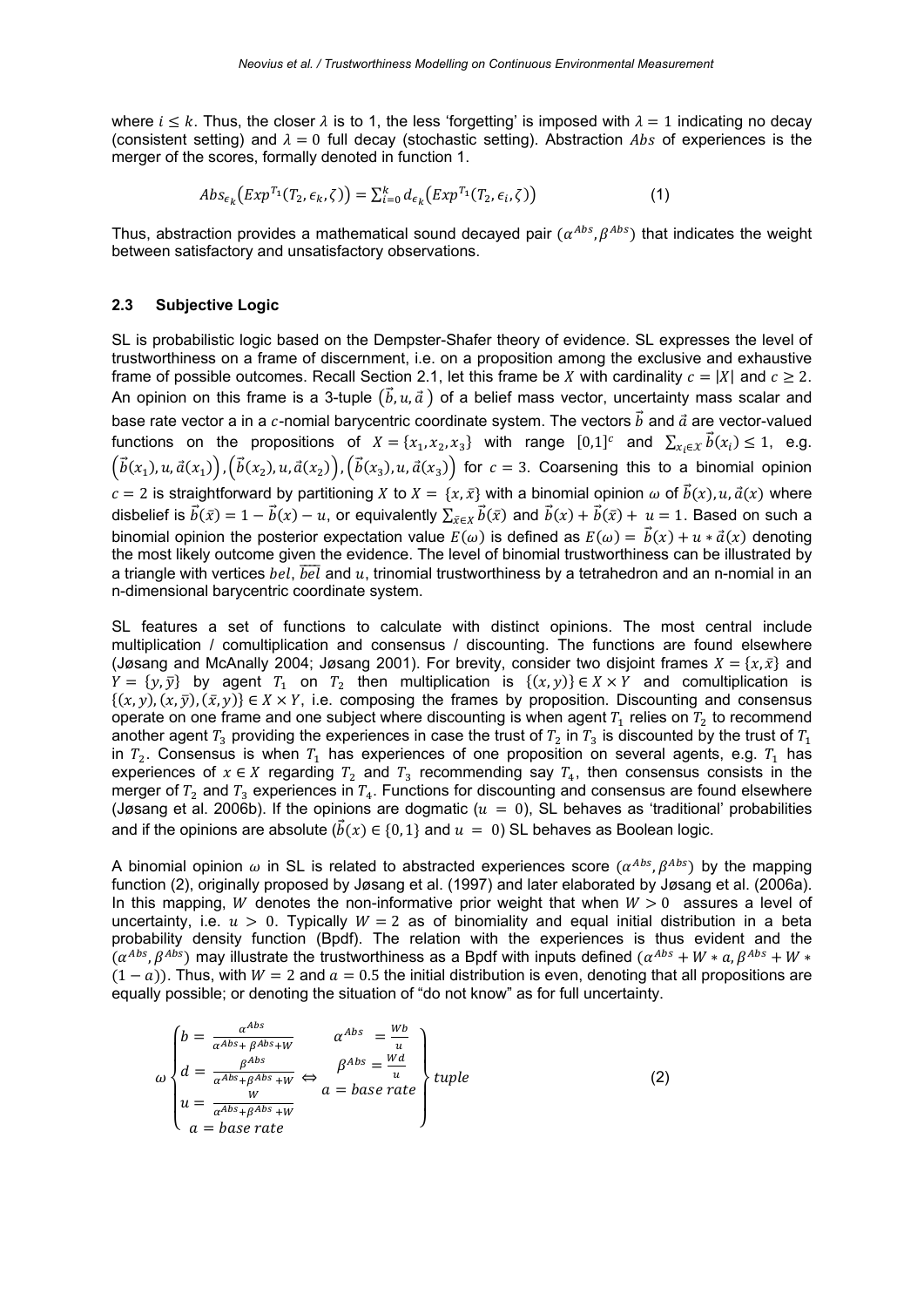where $i \leq k$. Thus, the closer $\lambda$ is to 1, the less 'forgetting' is imposed with $\lambda = 1$ indicating no decay (consistent setting) and $\lambda = 0$ full decay (stochastic setting). Abstraction $Abs$ of experiences is the merger of the scores, formally denoted in function 1.

$$Abs_{\epsilon_k}\left(Exp^{T_1}(T_2, \epsilon_k, \zeta)\right) = \sum_{i=0}^{k} d_{\epsilon_k}\left(Exp^{T_1}(T_2, \epsilon_i, \zeta)\right) \tag{1}$$

Thus, abstraction provides a mathematical sound decayed pair ($\alpha^{Abs}$,$\beta^{Abs}$) that indicates the weight between satisfactory and unsatisfactory observations.

### 2.3 Subjective Logic

SL is probabilistic logic based on the Dempster-Shafer theory of evidence. SL expresses the level of trustworthiness on a frame of discernment, i.e. on a proposition among the exclusive and exhaustive frame of possible outcomes. Recall Section 2.1, let this frame be $X$ with cardinality $c = |X|$ and $c \geq 2$. An opinion on this frame is a 3-tuple $(\vec{b}, u, \vec{a})$ of a belief mass vector, uncertainty mass scalar and base rate vector a in a $c$-nomial barycentric coordinate system. The vectors $\vec{b}$ and $\vec{a}$ are vector-valued functions on the propositions of $X = \{x_1, x_2, x_3\}$ with range $[0,1]^c$ and $\sum_{x_i \in X} \vec{b}(x_i) \leq 1$, e.g. $\left(\vec{b}(x_1), u, \vec{a}(x_1)\right), \left(\vec{b}(x_2), u, \vec{a}(x_2)\right), \left(\vec{b}(x_3), u, \vec{a}(x_3)\right)$ for $c = 3$. Coarsening this to a binomial opinion $c = 2$ is straightforward by partitioning $X$ to $X = \{x, \bar{x}\}$ with a binomial opinion $\omega$ of $\vec{b}(x), u, \vec{a}(x)$ where disbelief is $\vec{b}(\bar{x}) = 1 - \vec{b}(x) - u$, or equivalently $\sum_{\bar{x} \in X} \vec{b}(\bar{x})$ and $\vec{b}(x) + \vec{b}(\bar{x}) + u = 1$. Based on such a binomial opinion the posterior expectation value $E(\omega)$ is defined as $E(\omega) = \vec{b}(x) + u * \vec{a}(x)$ denoting the most likely outcome given the evidence. The level of binomial trustworthiness can be illustrated by a triangle with vertices $bel$, $\overline{bel}$ and $u$, trinomial trustworthiness by a tetrahedron and an n-nomial in an n-dimensional barycentric coordinate system.

SL features a set of functions to calculate with distinct opinions. The most central include multiplication / comultiplication and consensus / discounting. The functions are found elsewhere (Jøsang and McAnally 2004; Jøsang 2001). For brevity, consider two disjoint frames $X = \{x, \bar{x}\}$ and $Y = \{y, \bar{y}\}$ by agent $T_1$ on $T_2$ then multiplication is $\{(x, y)\} \in X \times Y$ and comultiplication is $\{(x, y), (x, \bar{y}), (\bar{x}, y)\} \in X \times Y$, i.e. composing the frames by proposition. Discounting and consensus operate on one frame and one subject where discounting is when agent $T_1$ relies on $T_2$ to recommend another agent $T_3$ providing the experiences in case the trust of $T_2$ in $T_3$ is discounted by the trust of $T_1$ in $T_2$. Consensus is when $T_1$ has experiences of one proposition on several agents, e.g. $T_1$ has experiences of $x \in X$ regarding $T_2$ and $T_3$ recommending say $T_4$, then consensus consists in the merger of $T_2$ and $T_3$ experiences in $T_4$. Functions for discounting and consensus are found elsewhere (Jøsang et al. 2006b). If the opinions are dogmatic ($u = 0$), SL behaves as 'traditional' probabilities and if the opinions are absolute ($\vec{b}(x) \in \{0, 1\}$ and $u = 0$) SL behaves as Boolean logic.

A binomial opinion $\omega$ in SL is related to abstracted experiences score ($\alpha^{Abs}$,$\beta^{Abs}$) by the mapping function (2), originally proposed by Jøsang et al. (1997) and later elaborated by Jøsang et al. (2006a). In this mapping, $W$ denotes the non-informative prior weight that when $W > 0$ assures a level of uncertainty, i.e. $u > 0$. Typically $W = 2$ as of binomiality and equal initial distribution in a beta probability density function (Bpdf). The relation with the experiences is thus evident and the ($\alpha^{Abs}$,$\beta^{Abs}$) may illustrate the trustworthiness as a Bpdf with inputs defined ($\alpha^{Abs} + W * a, \beta^{Abs} + W * (1 - a)$). Thus, with $W = 2$ and $a = 0.5$ the initial distribution is even, denoting that all propositions are equally possible; or denoting the situation of "do not know" as for full uncertainty.

$$\omega \begin{cases} b = \dfrac{\alpha^{Abs}}{\alpha^{Abs} + \beta^{Abs} + W} \\ d = \dfrac{\beta^{Abs}}{\alpha^{Abs} + \beta^{Abs} + W} \\ u = \dfrac{W}{\alpha^{Abs} + \beta^{Abs} + W} \\ a = base\ rate \end{cases} \Leftrightarrow \left. \begin{matrix} \alpha^{Abs} = \dfrac{Wb}{u} \\ \beta^{Abs} = \dfrac{Wd}{u} \\ a = base\ rate \end{matrix} \right\} tuple \tag{2}$$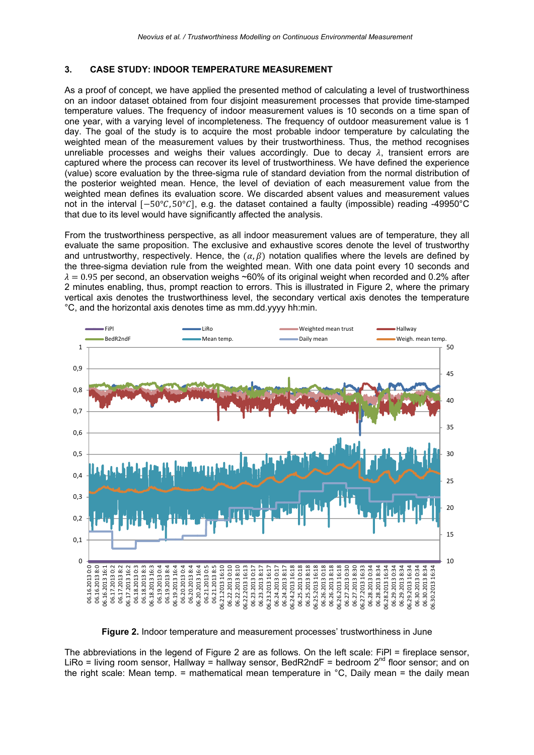## 3. CASE STUDY: INDOOR TEMPERATURE MEASUREMENT

As a proof of concept, we have applied the presented method of calculating a level of trustworthiness on an indoor dataset obtained from four disjoint measurement processes that provide time-stamped temperature values. The frequency of indoor measurement values is 10 seconds on a time span of one year, with a varying level of incompleteness. The frequency of outdoor measurement value is 1 day. The goal of the study is to acquire the most probable indoor temperature by calculating the weighted mean of the measurement values by their trustworthiness. Thus, the method recognises unreliable processes and weighs their values accordingly. Due to decay $\lambda$, transient errors are captured where the process can recover its level of trustworthiness. We have defined the experience (value) score evaluation by the three-sigma rule of standard deviation from the normal distribution of the posterior weighted mean. Hence, the level of deviation of each measurement value from the weighted mean defines its evaluation score. We discarded absent values and measurement values not in the interval $[-50°C, 50°C]$, e.g. the dataset contained a faulty (impossible) reading -49950°C that due to its level would have significantly affected the analysis.

From the trustworthiness perspective, as all indoor measurement values are of temperature, they all evaluate the same proposition. The exclusive and exhaustive scores denote the level of trustworthy and untrustworthy, respectively. Hence, the $(\alpha, \beta)$ notation qualifies where the levels are defined by the three-sigma deviation rule from the weighted mean. With one data point every 10 seconds and $\lambda = 0.95$ per second, an observation weighs ~60% of its original weight when recorded and 0.2% after 2 minutes enabling, thus, prompt reaction to errors. This is illustrated in Figure 2, where the primary vertical axis denotes the trustworthiness level, the secondary vertical axis denotes the temperature °C, and the horizontal axis denotes time as mm.dd.yyyy hh:min.

**Figure 2.** Indoor temperature and measurement processes' trustworthiness in June

The abbreviations in the legend of Figure 2 are as follows. On the left scale: FiPl = fireplace sensor, LiRo = living room sensor, Hallway = hallway sensor, BedR2ndF = bedroom 2[nd] floor sensor; and on the right scale: Mean temp. = mathematical mean temperature in °C, Daily mean = the daily mean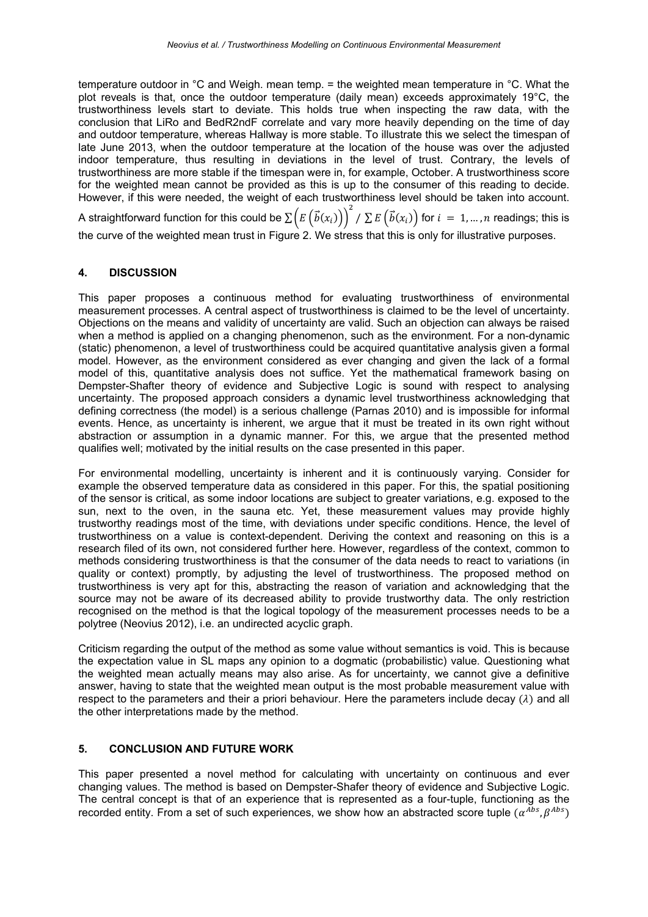temperature outdoor in °C and Weigh. mean temp. = the weighted mean temperature in °C. What the plot reveals is that, once the outdoor temperature (daily mean) exceeds approximately 19°C, the trustworthiness levels start to deviate. This holds true when inspecting the raw data, with the conclusion that LiRo and BedR2ndF correlate and vary more heavily depending on the time of day and outdoor temperature, whereas Hallway is more stable. To illustrate this we select the timespan of late June 2013, when the outdoor temperature at the location of the house was over the adjusted indoor temperature, thus resulting in deviations in the level of trust. Contrary, the levels of trustworthiness are more stable if the timespan were in, for example, October. A trustworthiness score for the weighted mean cannot be provided as this is up to the consumer of this reading to decide. However, if this were needed, the weight of each trustworthiness level should be taken into account. A straightforward function for this could be $\sum \left(E\left(\vec{b}(x_i)\right)\right)^2 / \sum E\left(\vec{b}(x_i)\right)$ for $i = 1, \ldots, n$ readings; this is the curve of the weighted mean trust in Figure 2. We stress that this is only for illustrative purposes.

## 4. DISCUSSION

This paper proposes a continuous method for evaluating trustworthiness of environmental measurement processes. A central aspect of trustworthiness is claimed to be the level of uncertainty. Objections on the means and validity of uncertainty are valid. Such an objection can always be raised when a method is applied on a changing phenomenon, such as the environment. For a non-dynamic (static) phenomenon, a level of trustworthiness could be acquired quantitative analysis given a formal model. However, as the environment considered as ever changing and given the lack of a formal model of this, quantitative analysis does not suffice. Yet the mathematical framework basing on Dempster-Shafter theory of evidence and Subjective Logic is sound with respect to analysing uncertainty. The proposed approach considers a dynamic level trustworthiness acknowledging that defining correctness (the model) is a serious challenge (Parnas 2010) and is impossible for informal events. Hence, as uncertainty is inherent, we argue that it must be treated in its own right without abstraction or assumption in a dynamic manner. For this, we argue that the presented method qualifies well; motivated by the initial results on the case presented in this paper.

For environmental modelling, uncertainty is inherent and it is continuously varying. Consider for example the observed temperature data as considered in this paper. For this, the spatial positioning of the sensor is critical, as some indoor locations are subject to greater variations, e.g. exposed to the sun, next to the oven, in the sauna etc. Yet, these measurement values may provide highly trustworthy readings most of the time, with deviations under specific conditions. Hence, the level of trustworthiness on a value is context-dependent. Deriving the context and reasoning on this is a research filed of its own, not considered further here. However, regardless of the context, common to methods considering trustworthiness is that the consumer of the data needs to react to variations (in quality or context) promptly, by adjusting the level of trustworthiness. The proposed method on trustworthiness is very apt for this, abstracting the reason of variation and acknowledging that the source may not be aware of its decreased ability to provide trustworthy data. The only restriction recognised on the method is that the logical topology of the measurement processes needs to be a polytree (Neovius 2012), i.e. an undirected acyclic graph.

Criticism regarding the output of the method as some value without semantics is void. This is because the expectation value in SL maps any opinion to a dogmatic (probabilistic) value. Questioning what the weighted mean actually means may also arise. As for uncertainty, we cannot give a definitive answer, having to state that the weighted mean output is the most probable measurement value with respect to the parameters and their a priori behaviour. Here the parameters include decay ($\lambda$) and all the other interpretations made by the method.

## 5. CONCLUSION AND FUTURE WORK

This paper presented a novel method for calculating with uncertainty on continuous and ever changing values. The method is based on Dempster-Shafer theory of evidence and Subjective Logic. The central concept is that of an experience that is represented as a four-tuple, functioning as the recorded entity. From a set of such experiences, we show how an abstracted score tuple $(\alpha^{Abs}, \beta^{Abs})$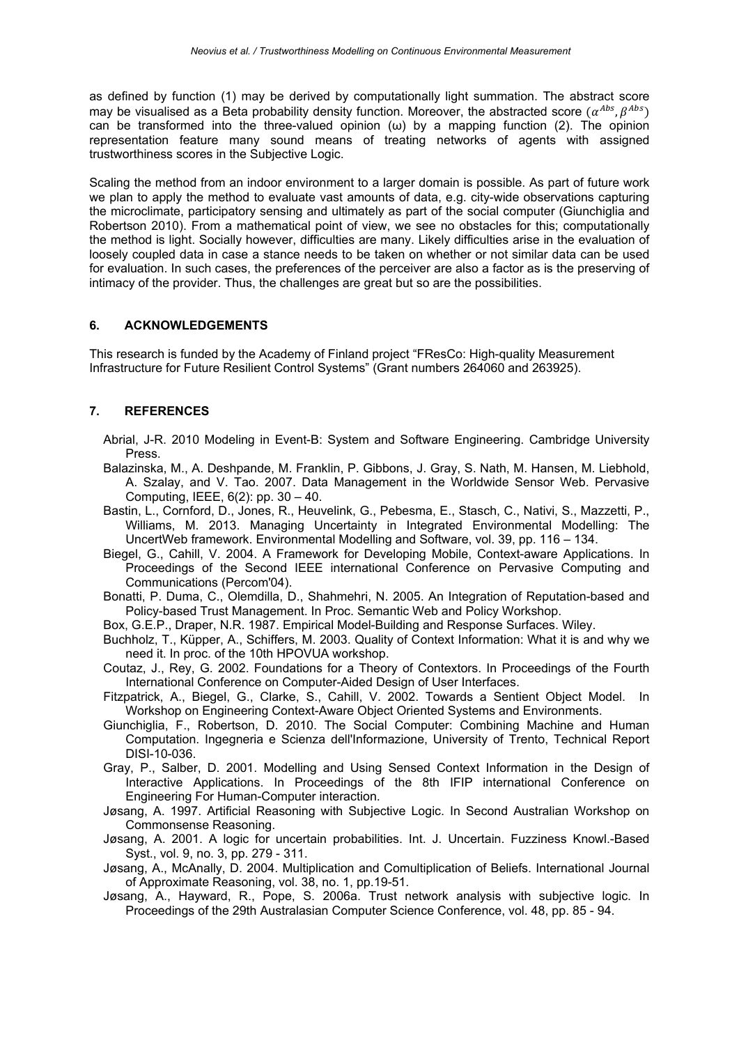as defined by function (1) may be derived by computationally light summation. The abstract score may be visualised as a Beta probability density function. Moreover, the abstracted score $(\alpha^{Abs}, \beta^{Abs})$ can be transformed into the three-valued opinion ($\omega$) by a mapping function (2). The opinion representation feature many sound means of treating networks of agents with assigned trustworthiness scores in the Subjective Logic.

Scaling the method from an indoor environment to a larger domain is possible. As part of future work we plan to apply the method to evaluate vast amounts of data, e.g. city-wide observations capturing the microclimate, participatory sensing and ultimately as part of the social computer (Giunchiglia and Robertson 2010). From a mathematical point of view, we see no obstacles for this; computationally the method is light. Socially however, difficulties are many. Likely difficulties arise in the evaluation of loosely coupled data in case a stance needs to be taken on whether or not similar data can be used for evaluation. In such cases, the preferences of the perceiver are also a factor as is the preserving of intimacy of the provider. Thus, the challenges are great but so are the possibilities.

## 6. ACKNOWLEDGEMENTS

This research is funded by the Academy of Finland project "FResCo: High-quality Measurement Infrastructure for Future Resilient Control Systems" (Grant numbers 264060 and 263925).

## 7. REFERENCES

Abrial, J-R. 2010 Modeling in Event-B: System and Software Engineering. Cambridge University Press.

Balazinska, M., A. Deshpande, M. Franklin, P. Gibbons, J. Gray, S. Nath, M. Hansen, M. Liebhold, A. Szalay, and V. Tao. 2007. Data Management in the Worldwide Sensor Web. Pervasive Computing, IEEE, 6(2): pp. 30 – 40.

Bastin, L., Cornford, D., Jones, R., Heuvelink, G., Pebesma, E., Stasch, C., Nativi, S., Mazzetti, P., Williams, M. 2013. Managing Uncertainty in Integrated Environmental Modelling: The UncertWeb framework. Environmental Modelling and Software, vol. 39, pp. 116 – 134.

Biegel, G., Cahill, V. 2004. A Framework for Developing Mobile, Context-aware Applications. In Proceedings of the Second IEEE international Conference on Pervasive Computing and Communications (Percom'04).

Bonatti, P. Duma, C., Olemdilla, D., Shahmehri, N. 2005. An Integration of Reputation-based and Policy-based Trust Management. In Proc. Semantic Web and Policy Workshop.

Box, G.E.P., Draper, N.R. 1987. Empirical Model-Building and Response Surfaces. Wiley.

Buchholz, T., Küpper, A., Schiffers, M. 2003. Quality of Context Information: What it is and why we need it. In proc. of the 10th HPOVUA workshop.

Coutaz, J., Rey, G. 2002. Foundations for a Theory of Contextors. In Proceedings of the Fourth International Conference on Computer-Aided Design of User Interfaces.

Fitzpatrick, A., Biegel, G., Clarke, S., Cahill, V. 2002. Towards a Sentient Object Model. In Workshop on Engineering Context-Aware Object Oriented Systems and Environments.

Giunchiglia, F., Robertson, D. 2010. The Social Computer: Combining Machine and Human Computation. Ingegneria e Scienza dell'Informazione, University of Trento, Technical Report DISI-10-036.

Gray, P., Salber, D. 2001. Modelling and Using Sensed Context Information in the Design of Interactive Applications. In Proceedings of the 8th IFIP international Conference on Engineering For Human-Computer interaction.

Jøsang, A. 1997. Artificial Reasoning with Subjective Logic. In Second Australian Workshop on Commonsense Reasoning.

Jøsang, A. 2001. A logic for uncertain probabilities. Int. J. Uncertain. Fuzziness Knowl.-Based Syst., vol. 9, no. 3, pp. 279 - 311.

Jøsang, A., McAnally, D. 2004. Multiplication and Comultiplication of Beliefs. International Journal of Approximate Reasoning, vol. 38, no. 1, pp.19-51.

Jøsang, A., Hayward, R., Pope, S. 2006a. Trust network analysis with subjective logic. In Proceedings of the 29th Australasian Computer Science Conference, vol. 48, pp. 85 - 94.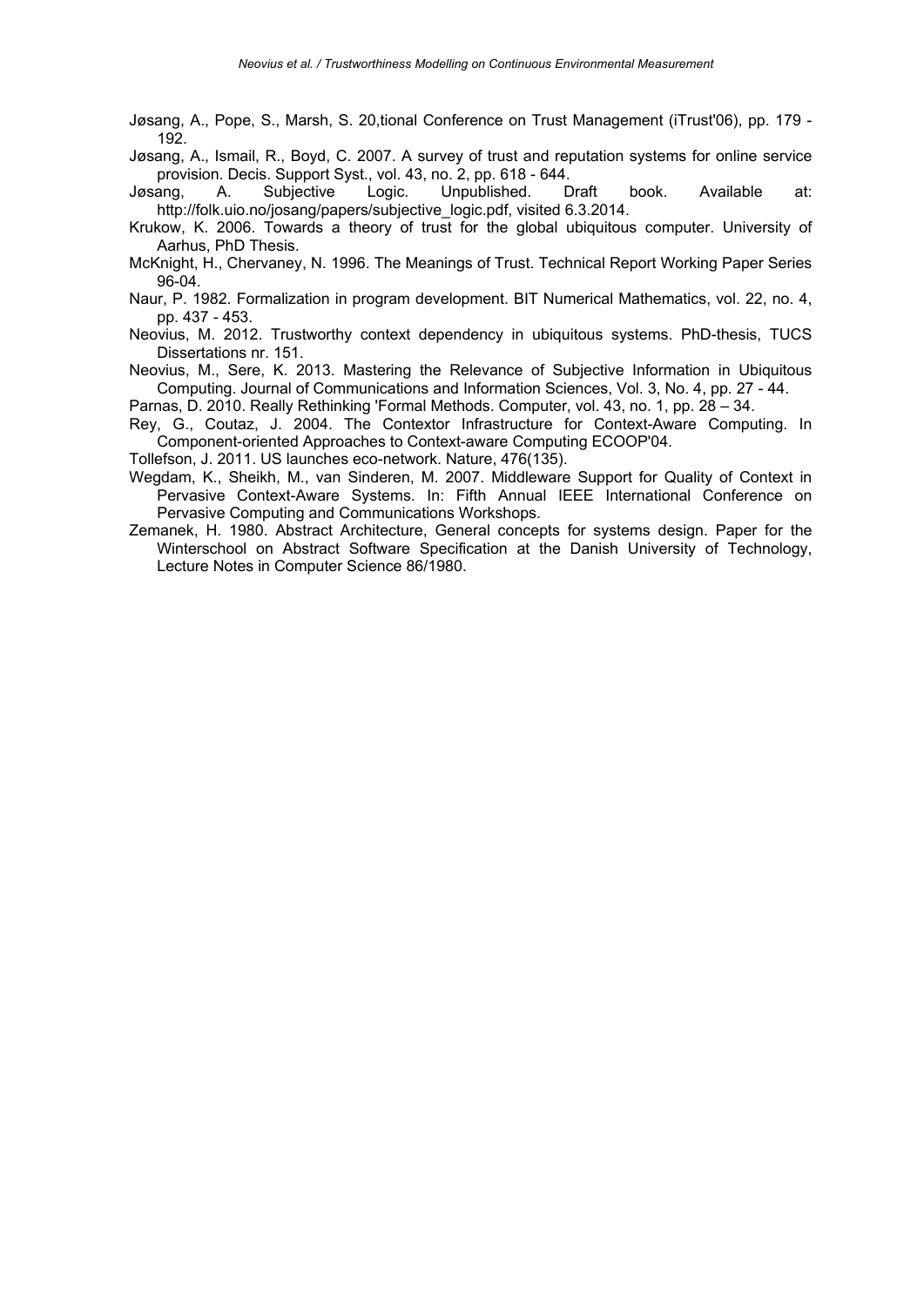Jøsang, A., Pope, S., Marsh, S. 20,tional Conference on Trust Management (iTrust'06), pp. 179 - 192.

Jøsang, A., Ismail, R., Boyd, C. 2007. A survey of trust and reputation systems for online service provision. Decis. Support Syst., vol. 43, no. 2, pp. 618 - 644.

Jøsang, A. Subjective Logic. Unpublished. Draft book. Available at: http://folk.uio.no/josang/papers/subjective_logic.pdf, visited 6.3.2014.

Krukow, K. 2006. Towards a theory of trust for the global ubiquitous computer. University of Aarhus, PhD Thesis.

McKnight, H., Chervaney, N. 1996. The Meanings of Trust. Technical Report Working Paper Series 96-04.

Naur, P. 1982. Formalization in program development. BIT Numerical Mathematics, vol. 22, no. 4, pp. 437 - 453.

Neovius, M. 2012. Trustworthy context dependency in ubiquitous systems. PhD-thesis, TUCS Dissertations nr. 151.

Neovius, M., Sere, K. 2013. Mastering the Relevance of Subjective Information in Ubiquitous Computing. Journal of Communications and Information Sciences, Vol. 3, No. 4, pp. 27 - 44.

Parnas, D. 2010. Really Rethinking 'Formal Methods. Computer, vol. 43, no. 1, pp. 28 – 34.

Rey, G., Coutaz, J. 2004. The Contextor Infrastructure for Context-Aware Computing. In Component-oriented Approaches to Context-aware Computing ECOOP'04.

Tollefson, J. 2011. US launches eco-network. Nature, 476(135).

Wegdam, K., Sheikh, M., van Sinderen, M. 2007. Middleware Support for Quality of Context in Pervasive Context-Aware Systems. In: Fifth Annual IEEE International Conference on Pervasive Computing and Communications Workshops.

Zemanek, H. 1980. Abstract Architecture, General concepts for systems design. Paper for the Winterschool on Abstract Software Specification at the Danish University of Technology, Lecture Notes in Computer Science 86/1980.